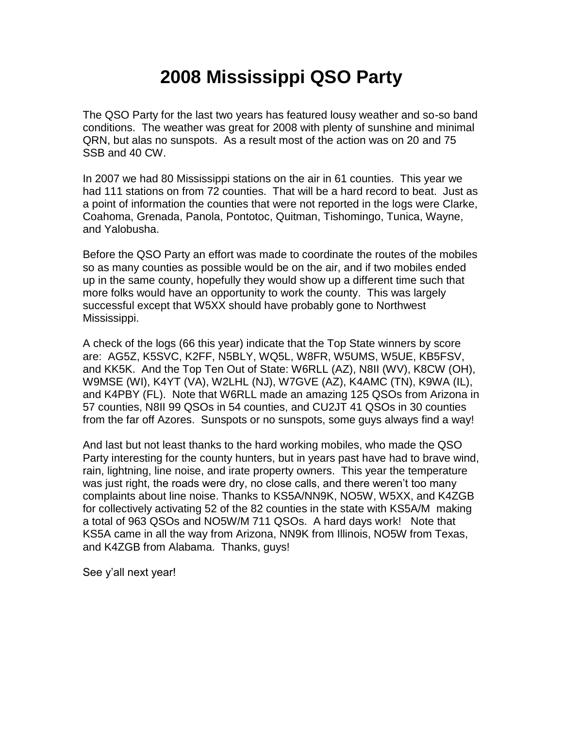# 2008 Mississippi QSO Party

The QSO Party for the last two years has featured lousy weather and so-so band conditions. The weather was great for 2008 with plenty of sunshine and minimal QRN, but alas no sunspots. As a result most of the action was on 20 and 75 SSB and 40 CW.

In 2007 we had 80 Mississippi stations on the air in 61 counties. This year we had 111 stations on from 72 counties. That will be a hard record to beat. Just as a point of information the counties that were not reported in the logs were Clarke, Coahoma, Grenada, Panola, Pontotoc, Quitman, Tishomingo, Tunica, Wayne, and Yalobusha.

Before the QSO Party an effort was made to coordinate the routes of the mobiles so as many counties as possible would be on the air, and if two mobiles ended up in the same county, hopefully they would show up a different time such that more folks would have an opportunity to work the county. This was largely successful except that W5XX should have probably gone to Northwest Mississippi.

A check of the logs (66 this year) indicate that the Top State winners by score are: AG5Z, K5SVC, K2FF, N5BLY, WQ5L, W8FR, W5UMS, W5UE, KB5FSV, and KK5K. And the Top Ten Out of State: W6RLL (AZ), N8II (WV), K8CW (OH), W9MSE (WI), K4YT (VA), W2LHL (NJ), W7GVE (AZ), K4AMC (TN), K9WA (IL), and K4PBY (FL). Note that W6RLL made an amazing 125 QSOs from Arizona in 57 counties, N8II 99 QSOs in 54 counties, and CU2JT 41 QSOs in 30 counties from the far off Azores. Sunspots or no sunspots, some guys always find a way!

And last but not least thanks to the hard working mobiles, who made the QSO Party interesting for the county hunters, but in years past have had to brave wind, rain, lightning, line noise, and irate property owners. This year the temperature was just right, the roads were dry, no close calls, and there weren't too many complaints about line noise. Thanks to KS5A/NN9K, NO5W, W5XX, and K4ZGB for collectively activating 52 of the 82 counties in the state with KS5A/M making a total of 963 QSOs and NO5W/M 711 QSOs. A hard days work! Note that KS5A came in all the way from Arizona, NN9K from Illinois, NO5W from Texas, and K4ZGB from Alabama. Thanks, guys!

See y'all next year!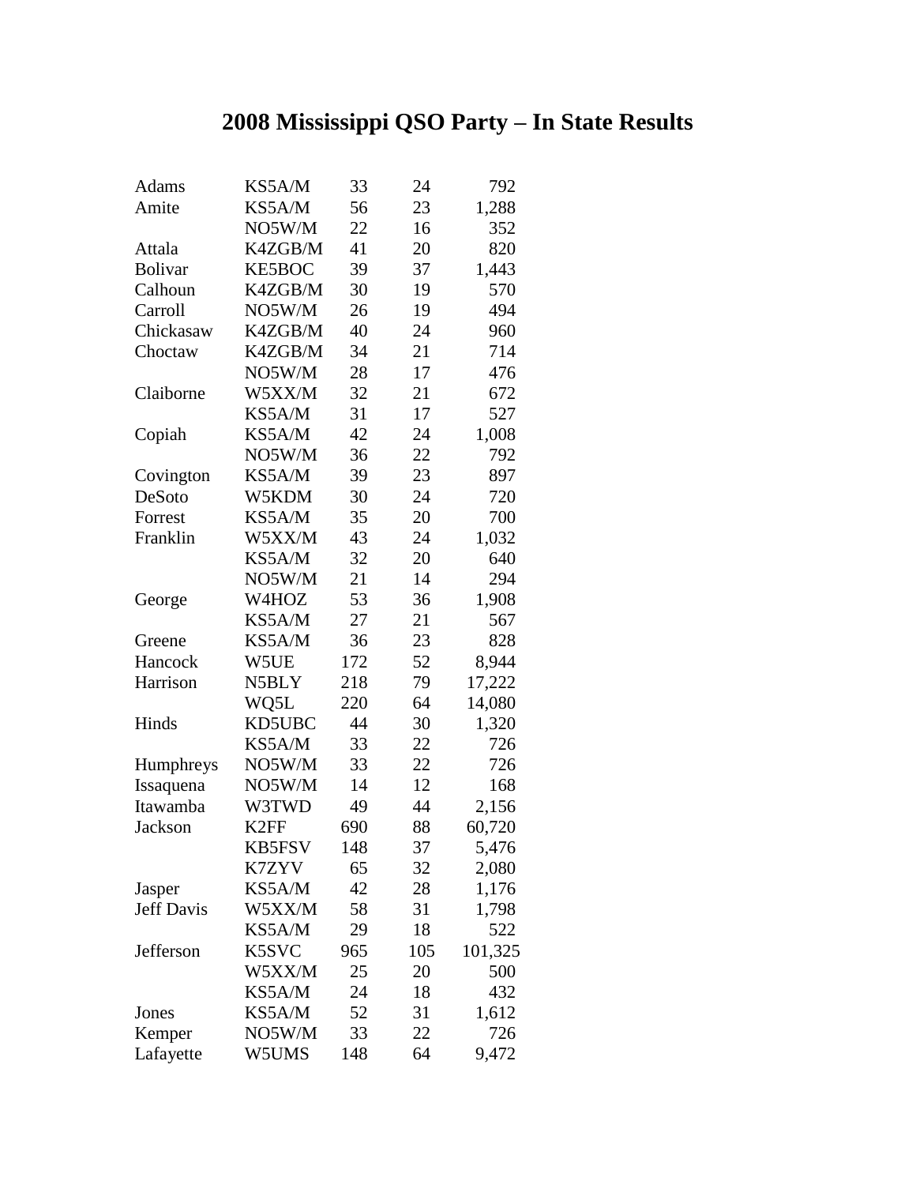# 2008 Mississippi QSO Party – In State Results

| | | | | |
|---|---|---|---|---|
| Adams | KS5A/M | 33 | 24 | 792 |
| Amite | KS5A/M | 56 | 23 | 1,288 |
| | NO5W/M | 22 | 16 | 352 |
| Attala | K4ZGB/M | 41 | 20 | 820 |
| Bolivar | KE5BOC | 39 | 37 | 1,443 |
| Calhoun | K4ZGB/M | 30 | 19 | 570 |
| Carroll | NO5W/M | 26 | 19 | 494 |
| Chickasaw | K4ZGB/M | 40 | 24 | 960 |
| Choctaw | K4ZGB/M | 34 | 21 | 714 |
| | NO5W/M | 28 | 17 | 476 |
| Claiborne | W5XX/M | 32 | 21 | 672 |
| | KS5A/M | 31 | 17 | 527 |
| Copiah | KS5A/M | 42 | 24 | 1,008 |
| | NO5W/M | 36 | 22 | 792 |
| Covington | KS5A/M | 39 | 23 | 897 |
| DeSoto | W5KDM | 30 | 24 | 720 |
| Forrest | KS5A/M | 35 | 20 | 700 |
| Franklin | W5XX/M | 43 | 24 | 1,032 |
| | KS5A/M | 32 | 20 | 640 |
| | NO5W/M | 21 | 14 | 294 |
| George | W4HOZ | 53 | 36 | 1,908 |
| | KS5A/M | 27 | 21 | 567 |
| Greene | KS5A/M | 36 | 23 | 828 |
| Hancock | W5UE | 172 | 52 | 8,944 |
| Harrison | N5BLY | 218 | 79 | 17,222 |
| | WQ5L | 220 | 64 | 14,080 |
| Hinds | KD5UBC | 44 | 30 | 1,320 |
| | KS5A/M | 33 | 22 | 726 |
| Humphreys | NO5W/M | 33 | 22 | 726 |
| Issaquena | NO5W/M | 14 | 12 | 168 |
| Itawamba | W3TWD | 49 | 44 | 2,156 |
| Jackson | K2FF | 690 | 88 | 60,720 |
| | KB5FSV | 148 | 37 | 5,476 |
| | K7ZYV | 65 | 32 | 2,080 |
| Jasper | KS5A/M | 42 | 28 | 1,176 |
| Jeff Davis | W5XX/M | 58 | 31 | 1,798 |
| | KS5A/M | 29 | 18 | 522 |
| Jefferson | K5SVC | 965 | 105 | 101,325 |
| | W5XX/M | 25 | 20 | 500 |
| | KS5A/M | 24 | 18 | 432 |
| Jones | KS5A/M | 52 | 31 | 1,612 |
| Kemper | NO5W/M | 33 | 22 | 726 |
| Lafayette | W5UMS | 148 | 64 | 9,472 |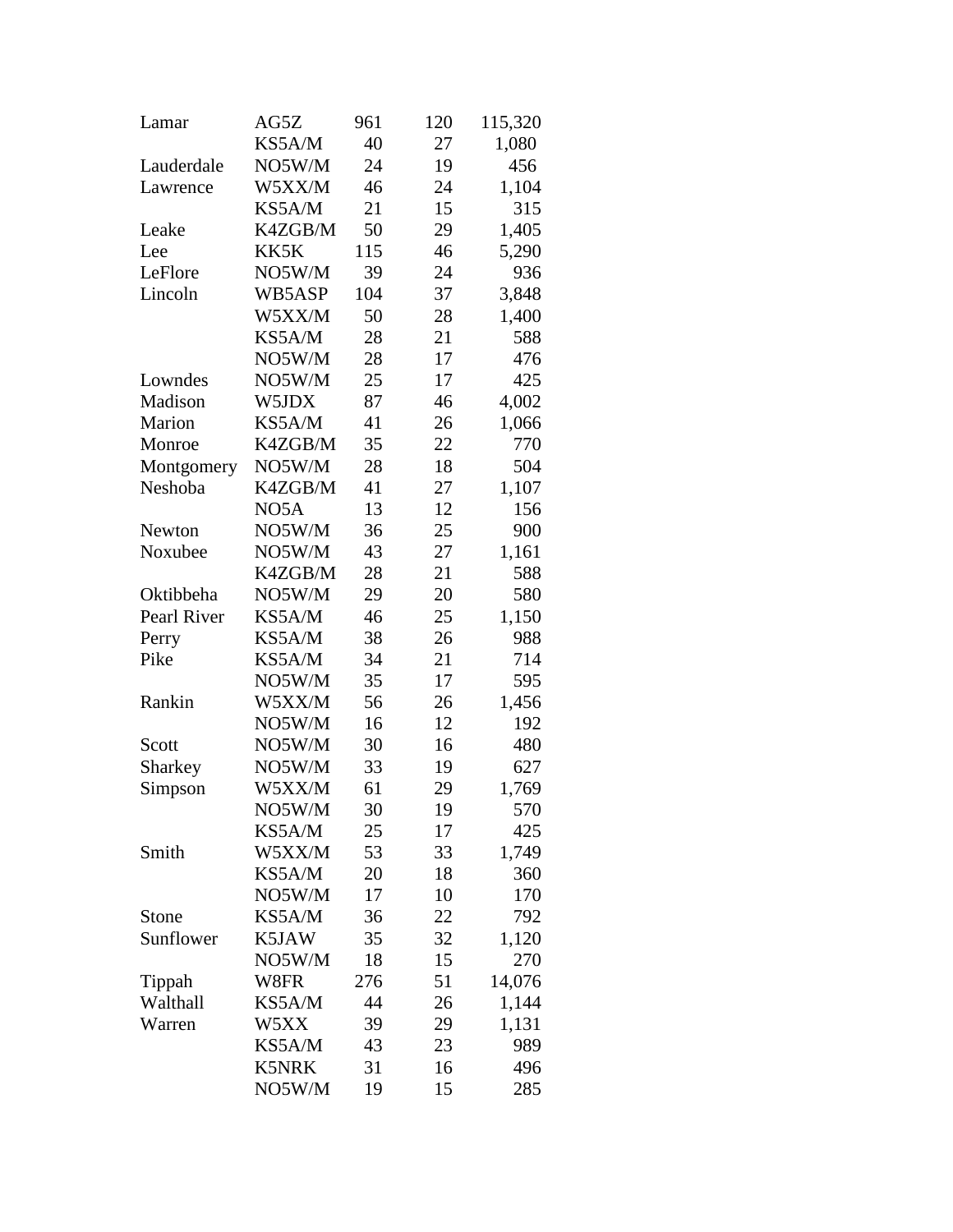| | | | | |
|---|---|---|---|---|
| Lamar | AG5Z | 961 | 120 | 115,320 |
| | KS5A/M | 40 | 27 | 1,080 |
| Lauderdale | NO5W/M | 24 | 19 | 456 |
| Lawrence | W5XX/M | 46 | 24 | 1,104 |
| | KS5A/M | 21 | 15 | 315 |
| Leake | K4ZGB/M | 50 | 29 | 1,405 |
| Lee | KK5K | 115 | 46 | 5,290 |
| LeFlore | NO5W/M | 39 | 24 | 936 |
| Lincoln | WB5ASP | 104 | 37 | 3,848 |
| | W5XX/M | 50 | 28 | 1,400 |
| | KS5A/M | 28 | 21 | 588 |
| | NO5W/M | 28 | 17 | 476 |
| Lowndes | NO5W/M | 25 | 17 | 425 |
| Madison | W5JDX | 87 | 46 | 4,002 |
| Marion | KS5A/M | 41 | 26 | 1,066 |
| Monroe | K4ZGB/M | 35 | 22 | 770 |
| Montgomery | NO5W/M | 28 | 18 | 504 |
| Neshoba | K4ZGB/M | 41 | 27 | 1,107 |
| | NO5A | 13 | 12 | 156 |
| Newton | NO5W/M | 36 | 25 | 900 |
| Noxubee | NO5W/M | 43 | 27 | 1,161 |
| | K4ZGB/M | 28 | 21 | 588 |
| Oktibbeha | NO5W/M | 29 | 20 | 580 |
| Pearl River | KS5A/M | 46 | 25 | 1,150 |
| Perry | KS5A/M | 38 | 26 | 988 |
| Pike | KS5A/M | 34 | 21 | 714 |
| | NO5W/M | 35 | 17 | 595 |
| Rankin | W5XX/M | 56 | 26 | 1,456 |
| | NO5W/M | 16 | 12 | 192 |
| Scott | NO5W/M | 30 | 16 | 480 |
| Sharkey | NO5W/M | 33 | 19 | 627 |
| Simpson | W5XX/M | 61 | 29 | 1,769 |
| | NO5W/M | 30 | 19 | 570 |
| | KS5A/M | 25 | 17 | 425 |
| Smith | W5XX/M | 53 | 33 | 1,749 |
| | KS5A/M | 20 | 18 | 360 |
| | NO5W/M | 17 | 10 | 170 |
| Stone | KS5A/M | 36 | 22 | 792 |
| Sunflower | K5JAW | 35 | 32 | 1,120 |
| | NO5W/M | 18 | 15 | 270 |
| Tippah | W8FR | 276 | 51 | 14,076 |
| Walthall | KS5A/M | 44 | 26 | 1,144 |
| Warren | W5XX | 39 | 29 | 1,131 |
| | KS5A/M | 43 | 23 | 989 |
| | K5NRK | 31 | 16 | 496 |
| | NO5W/M | 19 | 15 | 285 |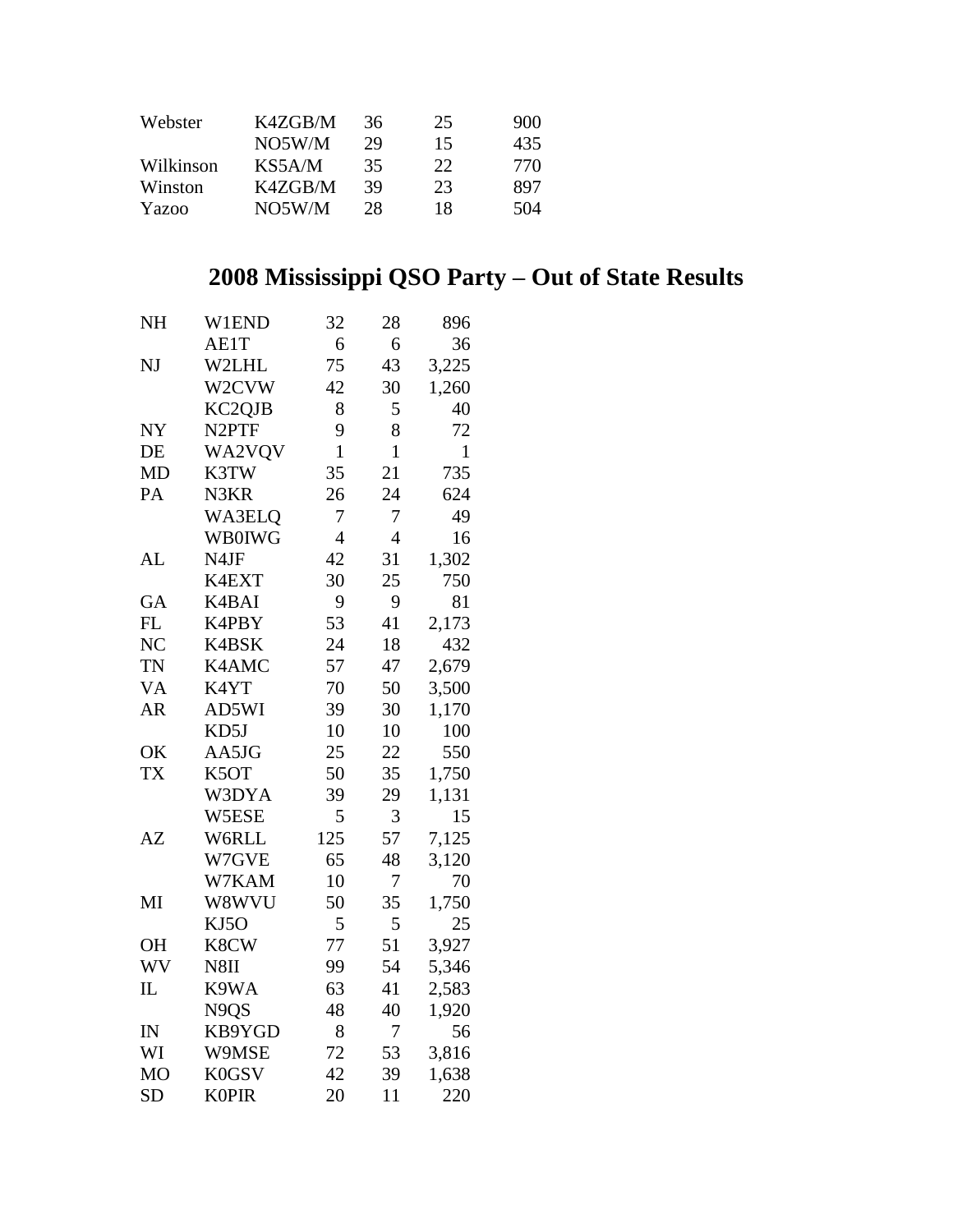| | | | | |
|---|---|---|---|---|
| Webster | K4ZGB/M | 36 | 25 | 900 |
| | NO5W/M | 29 | 15 | 435 |
| Wilkinson | KS5A/M | 35 | 22 | 770 |
| Winston | K4ZGB/M | 39 | 23 | 897 |
| Yazoo | NO5W/M | 28 | 18 | 504 |

## 2008 Mississippi QSO Party – Out of State Results

| | | | | |
|---|---|---|---|---|
| NH | W1END | 32 | 28 | 896 |
| | AE1T | 6 | 6 | 36 |
| NJ | W2LHL | 75 | 43 | 3,225 |
| | W2CVW | 42 | 30 | 1,260 |
| | KC2QJB | 8 | 5 | 40 |
| NY | N2PTF | 9 | 8 | 72 |
| DE | WA2VQV | 1 | 1 | 1 |
| MD | K3TW | 35 | 21 | 735 |
| PA | N3KR | 26 | 24 | 624 |
| | WA3ELQ | 7 | 7 | 49 |
| | WB0IWG | 4 | 4 | 16 |
| AL | N4JF | 42 | 31 | 1,302 |
| | K4EXT | 30 | 25 | 750 |
| GA | K4BAI | 9 | 9 | 81 |
| FL | K4PBY | 53 | 41 | 2,173 |
| NC | K4BSK | 24 | 18 | 432 |
| TN | K4AMC | 57 | 47 | 2,679 |
| VA | K4YT | 70 | 50 | 3,500 |
| AR | AD5WI | 39 | 30 | 1,170 |
| | KD5J | 10 | 10 | 100 |
| OK | AA5JG | 25 | 22 | 550 |
| TX | K5OT | 50 | 35 | 1,750 |
| | W3DYA | 39 | 29 | 1,131 |
| | W5ESE | 5 | 3 | 15 |
| AZ | W6RLL | 125 | 57 | 7,125 |
| | W7GVE | 65 | 48 | 3,120 |
| | W7KAM | 10 | 7 | 70 |
| MI | W8WVU | 50 | 35 | 1,750 |
| | KJ5O | 5 | 5 | 25 |
| OH | K8CW | 77 | 51 | 3,927 |
| WV | N8II | 99 | 54 | 5,346 |
| IL | K9WA | 63 | 41 | 2,583 |
| | N9QS | 48 | 40 | 1,920 |
| IN | KB9YGD | 8 | 7 | 56 |
| WI | W9MSE | 72 | 53 | 3,816 |
| MO | K0GSV | 42 | 39 | 1,638 |
| SD | K0PIR | 20 | 11 | 220 |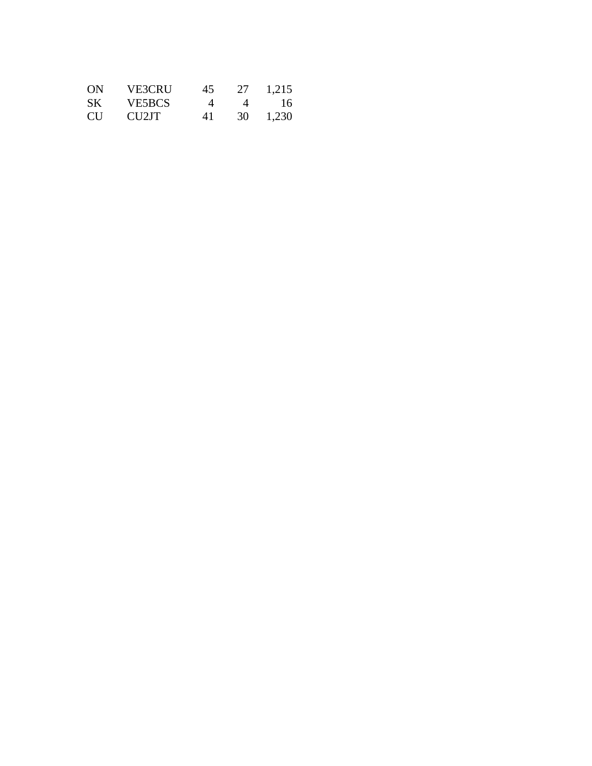| | | | | |
|---|---|---|---|---|
| ON | VE3CRU | 45 | 27 | 1,215 |
| SK | VE5BCS | 4 | 4 | 16 |
| CU | CU2JT | 41 | 30 | 1,230 |